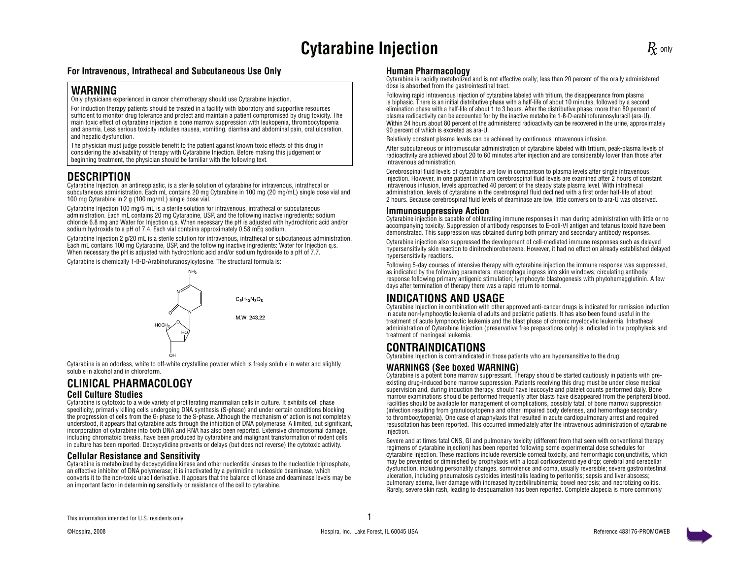# Cytarabine Injection

*Rx only*

**For Intravenous, Intrathecal and Subcutaneous Use Only**

> **WARNING**
>
> Only physicians experienced in cancer chemotherapy should use Cytarabine Injection.
>
> For induction therapy patients should be treated in a facility with laboratory and supportive resources sufficient to monitor drug tolerance and protect and maintain a patient compromised by drug toxicity. The main toxic effect of cytarabine injection is bone marrow suppression with leukopenia, thrombocytopenia and anemia. Less serious toxicity includes nausea, vomiting, diarrhea and abdominal pain, oral ulceration, and hepatic dysfunction.
>
> The physician must judge possible benefit to the patient against known toxic effects of this drug in considering the advisability of therapy with Cytarabine Injection. Before making this judgement or beginning treatment, the physician should be familiar with the following text.

## DESCRIPTION

Cytarabine Injection, an antineoplastic, is a sterile solution of cytarabine for intravenous, intrathecal or subcutaneous administration. Each mL contains 20 mg Cytarabine in 100 mg (20 mg/mL) single dose vial and 100 mg Cytarabine in 2 g (100 mg/mL) single dose vial.

Cytarabine Injection 100 mg/5 mL is a sterile solution for intravenous, intrathecal or subcutaneous administration. Each mL contains 20 mg Cytarabine, USP, and the following inactive ingredients: sodium chloride 6.8 mg and Water for Injection q.s. When necessary the pH is adjusted with hydrochloric acid and/or sodium hydroxide to a pH of 7.4. Each vial contains approximately 0.58 mEq sodium.

Cytarabine Injection 2 g/20 mL is a sterile solution for intravenous, intrathecal or subcutaneous administration. Each mL contains 100 mg Cytarabine, USP, and the following inactive ingredients: Water for Injection q.s. When necessary the pH is adjusted with hydrochloric acid and/or sodium hydroxide to a pH of 7.7.

Cytarabine is chemically 1-ß-D-Arabinofuranosylcytosine. The structural formula is:

$C_9H_{13}N_3O_5$

M.W. 243.22

Cytarabine is an odorless, white to off-white crystalline powder which is freely soluble in water and slightly soluble in alcohol and in chloroform.

## CLINICAL PHARMACOLOGY

### Cell Culture Studies

Cytarabine is cytotoxic to a wide variety of proliferating mammalian cells in culture. It exhibits cell phase specificity, primarily killing cells undergoing DNA synthesis (S-phase) and under certain conditions blocking the progression of cells from the $G_1$ phase to the S-phase. Although the mechanism of action is not completely understood, it appears that cytarabine acts through the inhibition of DNA polymerase. A limited, but significant, incorporation of cytarabine into both DNA and RNA has also been reported. Extensive chromosomal damage, including chromatoid breaks, have been produced by cytarabine and malignant transformation of rodent cells in culture has been reported. Deoxycytidine prevents or delays (but does not reverse) the cytotoxic activity.

### Cellular Resistance and Sensitivity

Cytarabine is metabolized by deoxycytidine kinase and other nucleotide kinases to the nucleotide triphosphate, an effective inhibitor of DNA polymerase; it is inactivated by a pyrimidine nucleoside deaminase, which converts it to the non-toxic uracil derivative. It appears that the balance of kinase and deaminase levels may be an important factor in determining sensitivity or resistance of the cell to cytarabine.

### Human Pharmacology

Cytarabine is rapidly metabolized and is not effective orally; less than 20 percent of the orally administered dose is absorbed from the gastrointestinal tract.

Following rapid intravenous injection of cytarabine labeled with tritium, the disappearance from plasma is biphasic. There is an initial distributive phase with a half-life of about 10 minutes, followed by a second elimination phase with a half-life of about 1 to 3 hours. After the distributive phase, more than 80 percent of plasma radioactivity can be accounted for by the inactive metabolite 1-ß-D-arabinofuranosyluracil (ara-U). Within 24 hours about 80 percent of the administered radioactivity can be recovered in the urine, approximately 90 percent of which is excreted as ara-U.

Relatively constant plasma levels can be achieved by continuous intravenous infusion.

After subcutaneous or intramuscular administration of cytarabine labeled with tritium, peak-plasma levels of radioactivity are achieved about 20 to 60 minutes after injection and are considerably lower than those after intravenous administration.

Cerebrospinal fluid levels of cytarabine are low in comparison to plasma levels after single intravenous injection. However, in one patient in whom cerebrospinal fluid levels are examined after 2 hours of constant intravenous infusion, levels approached 40 percent of the steady state plasma level. With intrathecal administration, levels of cytarabine in the cerebrospinal fluid declined with a first order half-life of about 2 hours. Because cerebrospinal fluid levels of deaminase are low, little conversion to ara-U was observed.

### Immunosuppressive Action

Cytarabine injection is capable of obliterating immune responses in man during administration with little or no accompanying toxicity. Suppression of antibody responses to E-coli-VI antigen and tetanus toxoid have been demonstrated. This suppression was obtained during both primary and secondary antibody responses.

Cytarabine injection also suppressed the development of cell-mediated immune responses such as delayed hypersensitivity skin reaction to dinitrochlorobenzene. However, it had no effect on already established delayed hypersensitivity reactions.

Following 5-day courses of intensive therapy with cytarabine injection the immune response was suppressed, as indicated by the following parameters: macrophage ingress into skin windows; circulating antibody response following primary antigenic stimulation; lymphocyte blastogenesis with phytohemagglutinin. A few days after termination of therapy there was a rapid return to normal.

## INDICATIONS AND USAGE

Cytarabine Injection in combination with other approved anti-cancer drugs is indicated for remission induction in acute non-lymphocytic leukemia of adults and pediatric patients. It has also been found useful in the treatment of acute lymphocytic leukemia and the blast phase of chronic myelocytic leukemia. Intrathecal administration of Cytarabine Injection (preservative free preparations only) is indicated in the prophylaxis and treatment of meningeal leukemia.

## CONTRAINDICATIONS

Cytarabine Injection is contraindicated in those patients who are hypersensitive to the drug.

### WARNINGS (See boxed WARNING)

Cytarabine is a potent bone marrow suppressant. Therapy should be started cautiously in patients with pre-existing drug-induced bone marrow suppression. Patients receiving this drug must be under close medical supervision and, during induction therapy, should have leucocyte and platelet counts performed daily. Bone marrow examinations should be performed frequently after blasts have disappeared from the peripheral blood. Facilities should be available for management of complications, possibly fatal, of bone marrow suppression (infection resulting from granulocytopenia and other impaired body defenses, and hemorrhage secondary to thrombocytopenia). One case of anaphylaxis that resulted in acute cardiopulmonary arrest and required resuscitation has been reported. This occurred immediately after the intravenous administration of cytarabine injection.

Severe and at times fatal CNS, GI and pulmonary toxicity (different from that seen with conventional therapy regimens of cytarabine injection) has been reported following some experimental dose schedules for cytarabine injection. These reactions include reversible corneal toxicity, and hemorrhagic conjunctivitis, which may be prevented or diminished by prophylaxis with a local corticosteroid eye drop; cerebral and cerebellar dysfunction, including personality changes, somnolence and coma, usually reversible; severe gastrointestinal ulceration, including pneumatosis cystoides intestinalis leading to peritonitis; sepsis and liver abscess; pulmonary edema, liver damage with increased hyperbilirubinemia; bowel necrosis; and necrotizing colitis. Rarely, severe skin rash, leading to desquamation has been reported. Complete alopecia is more commonly

This information intended for U.S. residents only.

©Hospira, 2008 Hospira, Inc., Lake Forest, IL 60045 USA Reference 483176-PROMOWEB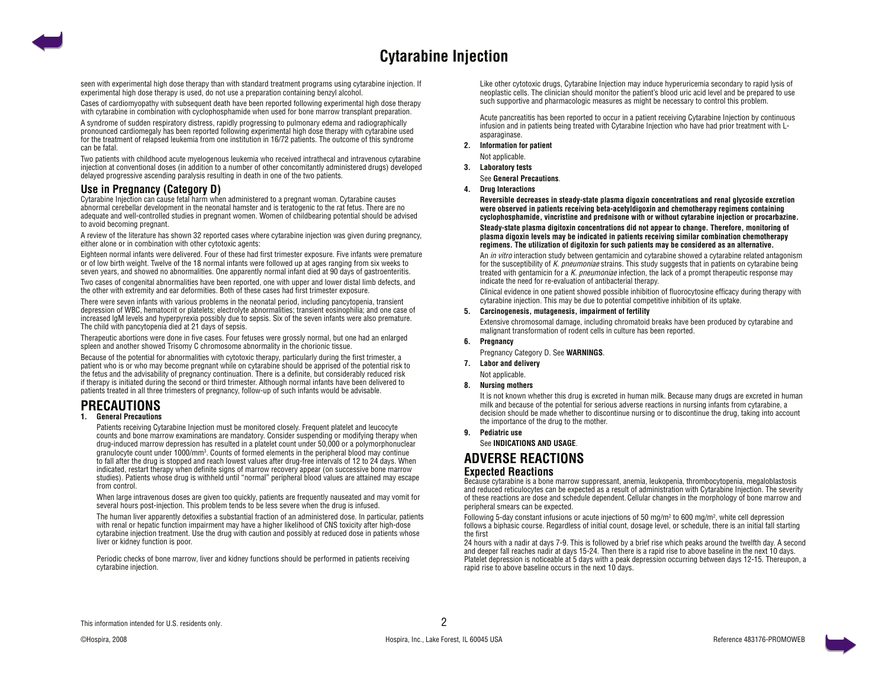seen with experimental high dose therapy than with standard treatment programs using cytarabine injection. If experimental high dose therapy is used, do not use a preparation containing benzyl alcohol.

Cases of cardiomyopathy with subsequent death have been reported following experimental high dose therapy with cytarabine in combination with cyclophosphamide when used for bone marrow transplant preparation.

A syndrome of sudden respiratory distress, rapidly progressing to pulmonary edema and radiographically pronounced cardiomegaly has been reported following experimental high dose therapy with cytarabine used for the treatment of relapsed leukemia from one institution in 16/72 patients. The outcome of this syndrome can be fatal.

Two patients with childhood acute myelogenous leukemia who received intrathecal and intravenous cytarabine injection at conventional doses (in addition to a number of other concomitantly administered drugs) developed delayed progressive ascending paralysis resulting in death in one of the two patients.

## Use in Pregnancy (Category D)

Cytarabine Injection can cause fetal harm when administered to a pregnant woman. Cytarabine causes abnormal cerebellar development in the neonatal hamster and is teratogenic to the rat fetus. There are no adequate and well-controlled studies in pregnant women. Women of childbearing potential should be advised to avoid becoming pregnant.

A review of the literature has shown 32 reported cases where cytarabine injection was given during pregnancy, either alone or in combination with other cytotoxic agents:

Eighteen normal infants were delivered. Four of these had first trimester exposure. Five infants were premature or of low birth weight. Twelve of the 18 normal infants were followed up at ages ranging from six weeks to seven years, and showed no abnormalities. One apparently normal infant died at 90 days of gastroenteritis.

Two cases of congenital abnormalities have been reported, one with upper and lower distal limb defects, and the other with extremity and ear deformities. Both of these cases had first trimester exposure.

There were seven infants with various problems in the neonatal period, including pancytopenia, transient depression of WBC, hematocrit or platelets; electrolyte abnormalities; transient eosinophilia; and one case of increased IgM levels and hyperpyrexia possibly due to sepsis. Six of the seven infants were also premature. The child with pancytopenia died at 21 days of sepsis.

Therapeutic abortions were done in five cases. Four fetuses were grossly normal, but one had an enlarged spleen and another showed Trisomy C chromosome abnormality in the chorionic tissue.

Because of the potential for abnormalities with cytotoxic therapy, particularly during the first trimester, a patient who is or who may become pregnant while on cytarabine should be apprised of the potential risk to the fetus and the advisability of pregnancy continuation. There is a definite, but considerably reduced risk if therapy is initiated during the second or third trimester. Although normal infants have been delivered to patients treated in all three trimesters of pregnancy, follow-up of such infants would be advisable.

# PRECAUTIONS

**1. General Precautions**

Patients receiving Cytarabine Injection must be monitored closely. Frequent platelet and leucocyte counts and bone marrow examinations are mandatory. Consider suspending or modifying therapy when drug-induced marrow depression has resulted in a platelet count under 50,000 or a polymorphonuclear granulocyte count under 1000/mm$^3$. Counts of formed elements in the peripheral blood may continue to fall after the drug is stopped and reach lowest values after drug-free intervals of 12 to 24 days. When indicated, restart therapy when definite signs of marrow recovery appear (on successive bone marrow studies). Patients whose drug is withheld until "normal" peripheral blood values are attained may escape from control.

When large intravenous doses are given too quickly, patients are frequently nauseated and may vomit for several hours post-injection. This problem tends to be less severe when the drug is infused.

The human liver apparently detoxifies a substantial fraction of an administered dose. In particular, patients with renal or hepatic function impairment may have a higher likelihood of CNS toxicity after high-dose cytarabine injection treatment. Use the drug with caution and possibly at reduced dose in patients whose liver or kidney function is poor.

Periodic checks of bone marrow, liver and kidney functions should be performed in patients receiving cytarabine injection.

Like other cytotoxic drugs, Cytarabine Injection may induce hyperuricemia secondary to rapid lysis of neoplastic cells. The clinician should monitor the patient's blood uric acid level and be prepared to use such supportive and pharmacologic measures as might be necessary to control this problem.

Acute pancreatitis has been reported to occur in a patient receiving Cytarabine Injection by continuous infusion and in patients being treated with Cytarabine Injection who have had prior treatment with L-asparaginase.

**2. Information for patient**

Not applicable.

**3. Laboratory tests**

See **General Precautions**.

**4. Drug Interactions**

**Reversible decreases in steady-state plasma digoxin concentrations and renal glycoside excretion were observed in patients receiving beta-acetyldigoxin and chemotherapy regimens containing cyclophosphamide, vincristine and prednisone with or without cytarabine injection or procarbazine.**

**Steady-state plasma digitoxin concentrations did not appear to change. Therefore, monitoring of plasma digoxin levels may be indicated in patients receiving similar combination chemotherapy regimens. The utilization of digitoxin for such patients may be considered as an alternative.**

An *in vitro* interaction study between gentamicin and cytarabine showed a cytarabine related antagonism for the susceptibility of *K. pneumoniae* strains. This study suggests that in patients on cytarabine being treated with gentamicin for a *K. pneumoniae* infection, the lack of a prompt therapeutic response may indicate the need for re-evaluation of antibacterial therapy.

Clinical evidence in one patient showed possible inhibition of fluorocytosine efficacy during therapy with cytarabine injection. This may be due to potential competitive inhibition of its uptake.

**5. Carcinogenesis, mutagenesis, impairment of fertility**

Extensive chromosomal damage, including chromatoid breaks have been produced by cytarabine and malignant transformation of rodent cells in culture has been reported.

**6. Pregnancy**

Pregnancy Category D. See **WARNINGS**.

**7. Labor and delivery**

Not applicable.

**8. Nursing mothers**

It is not known whether this drug is excreted in human milk. Because many drugs are excreted in human milk and because of the potential for serious adverse reactions in nursing infants from cytarabine, a decision should be made whether to discontinue nursing or to discontinue the drug, taking into account the importance of the drug to the mother.

**9. Pediatric use**

See **INDICATIONS AND USAGE**.

# ADVERSE REACTIONS

## Expected Reactions

Because cytarabine is a bone marrow suppressant, anemia, leukopenia, thrombocytopenia, megaloblastosis and reduced reticulocytes can be expected as a result of administration with Cytarabine Injection. The severity of these reactions are dose and schedule dependent. Cellular changes in the morphology of bone marrow and peripheral smears can be expected.

Following 5-day constant infusions or acute injections of 50 mg/m$^2$ to 600 mg/m$^2$, white cell depression follows a biphasic course. Regardless of initial count, dosage level, or schedule, there is an initial fall starting the first 24 hours with a nadir at days 7-9. This is followed by a brief rise which peaks around the twelfth day. A second and deeper fall reaches nadir at days 15-24. Then there is a rapid rise to above baseline in the next 10 days. Platelet depression is noticeable at 5 days with a peak depression occurring between days 12-15. Thereupon, a rapid rise to above baseline occurs in the next 10 days.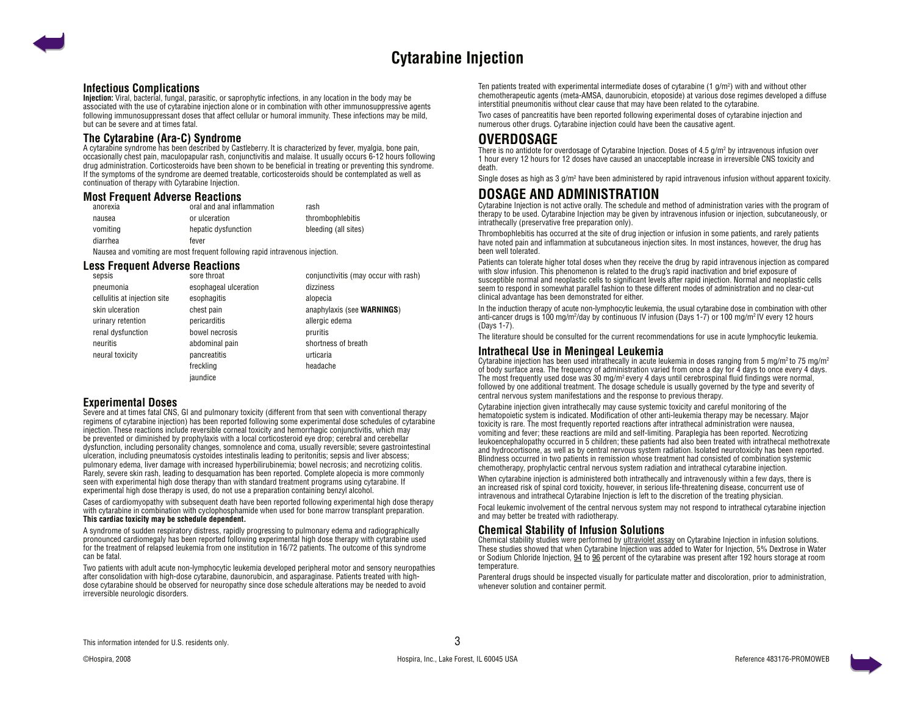# Cytarabine Injection

### Infectious Complications

**Injection:** Viral, bacterial, fungal, parasitic, or saprophytic infections, in any location in the body may be associated with the use of cytarabine injection alone or in combination with other immunosuppressive agents following immunosuppressant doses that affect cellular or humoral immunity. These infections may be mild, but can be severe and at times fatal.

### The Cytarabine (Ara-C) Syndrome

A cytarabine syndrome has been described by Castleberry. It is characterized by fever, myalgia, bone pain, occasionally chest pain, maculopapular rash, conjunctivitis and malaise. It usually occurs 6-12 hours following drug administration. Corticosteroids have been shown to be beneficial in treating or preventing this syndrome. If the symptoms of the syndrome are deemed treatable, corticosteroids should be contemplated as well as continuation of therapy with Cytarabine Injection.

### Most Frequent Adverse Reactions

| | | |
|---|---|---|
| anorexia | oral and anal inflammation | rash |
| nausea | or ulceration | thrombophlebitis |
| vomiting | hepatic dysfunction | bleeding (all sites) |
| diarrhea | fever | |

Nausea and vomiting are most frequent following rapid intravenous injection.

### Less Frequent Adverse Reactions

| | | |
|---|---|---|
| sepsis | sore throat | conjunctivitis (may occur with rash) |
| pneumonia | esophageal ulceration | dizziness |
| cellulitis at injection site | esophagitis | alopecia |
| skin ulceration | chest pain | anaphylaxis (see **WARNINGS**) |
| urinary retention | pericarditis | allergic edema |
| renal dysfunction | bowel necrosis | pruritis |
| neuritis | abdominal pain | shortness of breath |
| neural toxicity | pancreatitis | urticaria |
| | freckling | headache |
| | jaundice | |

### Experimental Doses

Severe and at times fatal CNS, GI and pulmonary toxicity (different from that seen with conventional therapy regimens of cytarabine injection) has been reported following some experimental dose schedules of cytarabine injection. These reactions include reversible corneal toxicity and hemorrhagic conjunctivitis, which may be prevented or diminished by prophylaxis with a local corticosteroid eye drop; cerebral and cerebellar dysfunction, including personality changes, somnolence and coma, usually reversible; severe gastrointestinal ulceration, including pneumatosis cystoides intestinalis leading to peritonitis; sepsis and liver abscess; pulmonary edema, liver damage with increased hyperbilirubinemia; bowel necrosis; and necrotizing colitis. Rarely, severe skin rash, leading to desquamation has been reported. Complete alopecia is more commonly seen with experimental high dose therapy than with standard treatment programs using cytarabine. If experimental high dose therapy is used, do not use a preparation containing benzyl alcohol.

Cases of cardiomyopathy with subsequent death have been reported following experimental high dose therapy with cytarabine in combination with cyclophosphamide when used for bone marrow transplant preparation. **This cardiac toxicity may be schedule dependent.**

A syndrome of sudden respiratory distress, rapidly progressing to pulmonary edema and radiographically pronounced cardiomegaly has been reported following experimental high dose therapy with cytarabine used for the treatment of relapsed leukemia from one institution in 16/72 patients. The outcome of this syndrome can be fatal.

Two patients with adult acute non-lymphocytic leukemia developed peripheral motor and sensory neuropathies after consolidation with high-dose cytarabine, daunorubicin, and asparaginase. Patients treated with high-dose cytarabine should be observed for neuropathy since dose schedule alterations may be needed to avoid irreversible neurologic disorders.

Ten patients treated with experimental intermediate doses of cytarabine (1 g/m$^2$) with and without other chemotherapeutic agents (meta-AMSA, daunorubicin, etoposide) at various dose regimes developed a diffuse interstitial pneumonitis without clear cause that may have been related to the cytarabine.

Two cases of pancreatitis have been reported following experimental doses of cytarabine injection and numerous other drugs. Cytarabine injection could have been the causative agent.

## OVERDOSAGE

There is no antidote for overdosage of Cytarabine Injection. Doses of 4.5 g/m$^2$ by intravenous infusion over 1 hour every 12 hours for 12 doses have caused an unacceptable increase in irreversible CNS toxicity and death.

Single doses as high as 3 g/m$^2$ have been administered by rapid intravenous infusion without apparent toxicity.

## DOSAGE AND ADMINISTRATION

Cytarabine Injection is not active orally. The schedule and method of administration varies with the program of therapy to be used. Cytarabine Injection may be given by intravenous infusion or injection, subcutaneously, or intrathecally (preservative free preparation only).

Thrombophlebitis has occurred at the site of drug injection or infusion in some patients, and rarely patients have noted pain and inflammation at subcutaneous injection sites. In most instances, however, the drug has been well tolerated.

Patients can tolerate higher total doses when they receive the drug by rapid intravenous injection as compared with slow infusion. This phenomenon is related to the drug's rapid inactivation and brief exposure of susceptible normal and neoplastic cells to significant levels after rapid injection. Normal and neoplastic cells seem to respond in somewhat parallel fashion to these different modes of administration and no clear-cut clinical advantage has been demonstrated for either.

In the induction therapy of acute non-lymphocytic leukemia, the usual cytarabine dose in combination with other anti-cancer drugs is 100 mg/m$^2$/day by continuous IV infusion (Days 1-7) or 100 mg/m$^2$ IV every 12 hours (Days 1-7).

The literature should be consulted for the current recommendations for use in acute lymphocytic leukemia.

### Intrathecal Use in Meningeal Leukemia

Cytarabine injection has been used intrathecally in acute leukemia in doses ranging from 5 mg/m$^2$ to 75 mg/m$^2$ of body surface area. The frequency of administration varied from once a day for 4 days to once every 4 days. The most frequently used dose was 30 mg/m$^2$ every 4 days until cerebrospinal fluid findings were normal, followed by one additional treatment. The dosage schedule is usually governed by the type and severity of central nervous system manifestations and the response to previous therapy.

Cytarabine injection given intrathecally may cause systemic toxicity and careful monitoring of the hematopoietic system is indicated. Modification of other anti-leukemia therapy may be necessary. Major toxicity is rare. The most frequently reported reactions after intrathecal administration were nausea, vomiting and fever; these reactions are mild and self-limiting. Paraplegia has been reported. Necrotizing leukoencephalopathy occurred in 5 children; these patients had also been treated with intrathecal methotrexate and hydrocortisone, as well as by central nervous system radiation. Isolated neurotoxicity has been reported. Blindness occurred in two patients in remission whose treatment had consisted of combination systemic chemotherapy, prophylactic central nervous system radiation and intrathecal cytarabine injection.

When cytarabine injection is administered both intrathecally and intravenously within a few days, there is an increased risk of spinal cord toxicity, however, in serious life-threatening disease, concurrent use of intravenous and intrathecal Cytarabine Injection is left to the discretion of the treating physician.

Focal leukemic involvement of the central nervous system may not respond to intrathecal cytarabine injection and may better be treated with radiotherapy.

### Chemical Stability of Infusion Solutions

Chemical stability studies were performed by ultraviolet assay on Cytarabine Injection in infusion solutions. These studies showed that when Cytarabine Injection was added to Water for Injection, 5% Dextrose in Water or Sodium Chloride Injection, 94 to 96 percent of the cytarabine was present after 192 hours storage at room temperature.

Parenteral drugs should be inspected visually for particulate matter and discoloration, prior to administration, whenever solution and container permit.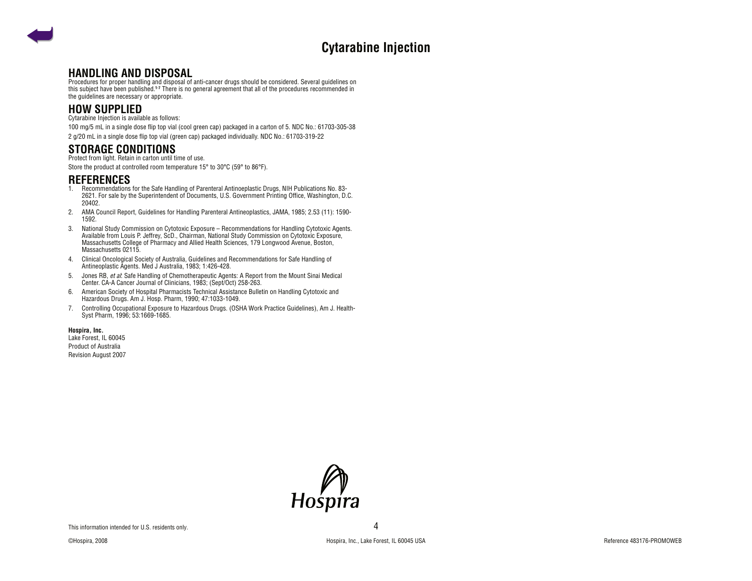# Cytarabine Injection

## HANDLING AND DISPOSAL

Procedures for proper handling and disposal of anti-cancer drugs should be considered. Several guidelines on this subject have been published.[1-7] There is no general agreement that all of the procedures recommended in the guidelines are necessary or appropriate.

## HOW SUPPLIED

Cytarabine Injection is available as follows:

100 mg/5 mL in a single dose flip top vial (cool green cap) packaged in a carton of 5. NDC No.: 61703-305-38

2 g/20 mL in a single dose flip top vial (green cap) packaged individually. NDC No.: 61703-319-22

## STORAGE CONDITIONS

Protect from light. Retain in carton until time of use.

Store the product at controlled room temperature 15° to 30°C (59° to 86°F).

## REFERENCES

1. Recommendations for the Safe Handling of Parenteral Antinoeplastic Drugs, NIH Publications No. 83-2621. For sale by the Superintendent of Documents, U.S. Government Printing Office, Washington, D.C. 20402.
2. AMA Council Report, Guidelines for Handling Parenteral Antineoplastics, JAMA, 1985; 2.53 (11): 1590-1592.
3. National Study Commission on Cytotoxic Exposure – Recommendations for Handling Cytotoxic Agents. Available from Louis P. Jeffrey, ScD., Chairman, National Study Commission on Cytotoxic Exposure, Massachusetts College of Pharmacy and Allied Health Sciences, 179 Longwood Avenue, Boston, Massachusetts 02115.
4. Clinical Oncological Society of Australia, Guidelines and Recommendations for Safe Handling of Antineoplastic Agents. Med J Australia, 1983; 1:426-428.
5. Jones RB, *et al*: Safe Handling of Chemotherapeutic Agents: A Report from the Mount Sinai Medical Center. CA-A Cancer Journal of Clinicians, 1983; (Sept/Oct) 258-263.
6. American Society of Hospital Pharmacists Technical Assistance Bulletin on Handling Cytotoxic and Hazardous Drugs. Am J. Hosp. Pharm, 1990; 47:1033-1049.
7. Controlling Occupational Exposure to Hazardous Drugs. (OSHA Work Practice Guidelines), Am J. Health-Syst Pharm, 1996; 53:1669-1685.

**Hospira, Inc.**
Lake Forest, IL 60045
Product of Australia
Revision August 2007

Hospira

This information intended for U.S. residents only.

©Hospira, 2008

Hospira, Inc., Lake Forest, IL 60045 USA

Reference 483176-PROMOWEB